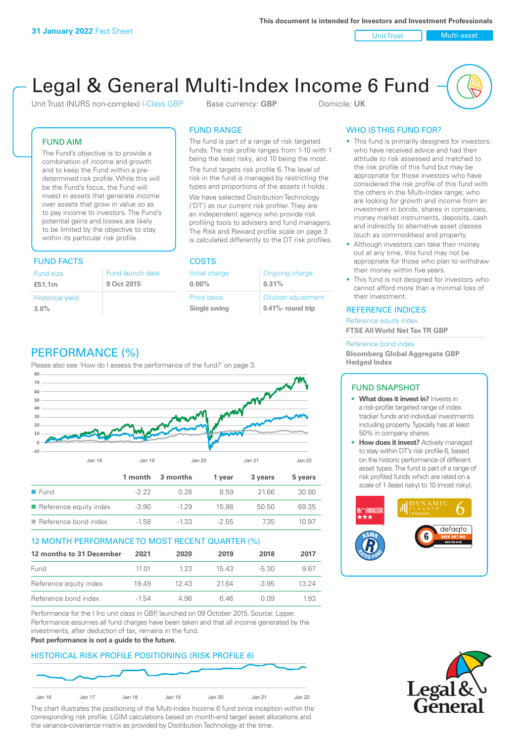**31 January 2022** Fact Sheet

This document is intended for Investors and Investment Professionals

Unit Trust | Multi-asset

# Legal & General Multi-Index Income 6 Fund

Unit Trust (NURS non-complex) I-Class GBP   Base currency: **GBP**   Domicile: **UK**

## FUND AIM

The Fund's objective is to provide a combination of income and growth and to keep the Fund within a pre-determined risk profile. While this will be the Fund's focus, the Fund will invest in assets that generate income over assets that grow in value so as to pay income to investors. The Fund's potential gains and losses are likely to be limited by the objective to stay within its particular risk profile.

## FUND FACTS

| Fund size | Fund launch date |
|---|---|
| **£51.1m** | **9 Oct 2015** |
| Historical yield | |
| **3.0%** | |

## FUND RANGE

The fund is part of a range of risk targeted funds. The risk profile ranges from 1-10 with 1 being the least risky, and 10 being the most.

The fund targets risk profile 6. The level of risk in the fund is managed by restricting the types and proportions of the assets it holds.

We have selected Distribution Technology ('DT') as our current risk profiler. They are an independent agency who provide risk profiling tools to advisers and fund managers. The Risk and Reward profile scale on page 3 is calculated differently to the DT risk profiles.

## COSTS

| Initial charge | Ongoing charge |
|---|---|
| **0.00%** | **0.31%** |
| Price basis | Dilution adjustment |
| **Single swing** | **0.41%- round trip** |

## WHO IS THIS FUND FOR?

- This fund is primarily designed for investors: who have received advice and had their attitude to risk assessed and matched to the risk profile of this fund but may be appropriate for those investors who have considered the risk profile of this fund with the others in the Multi-Index range; who are looking for growth and income from an investment in bonds, shares in companies, money market instruments, deposits, cash and indirectly to alternative asset classes (such as commodities) and property.
- Although investors can take their money out at any time, this fund may not be appropriate for those who plan to withdraw their money within five years.
- This fund is not designed for investors who cannot afford more than a minimal loss of their investment.

## REFERENCE INDICES

Reference equity index
**FTSE All World Net Tax TR GBP**

Reference bond index
**Bloomberg Global Aggregate GBP Hedged Index**

## PERFORMANCE (%)

Please also see 'How do I assess the performance of the fund?' on page 3.

| | 1 month | 3 months | 1 year | 3 years | 5 years |
|---|---|---|---|---|---|
| Fund | -2.22 | 0.28 | 8.59 | 21.66 | 30.80 |
| Reference equity index | -3.90 | -1.29 | 15.88 | 50.50 | 69.35 |
| Reference bond index | -1.58 | -1.33 | -2.55 | 7.35 | 10.97 |

## 12 MONTH PERFORMANCE TO MOST RECENT QUARTER (%)

| 12 months to 31 December | 2021 | 2020 | 2019 | 2018 | 2017 |
|---|---|---|---|---|---|
| Fund | 11.01 | 1.23 | 15.43 | -5.30 | 9.67 |
| Reference equity index | 19.49 | 12.43 | 21.64 | -3.95 | 13.24 |
| Reference bond index | -1.54 | 4.96 | 6.46 | 0.09 | 1.93 |

Performance for the I Inc unit class in GBP, launched on 09 October 2015. Source: Lipper. Performance assumes all fund charges have been taken and that all income generated by the investments, after deduction of tax, remains in the fund.

**Past performance is not a guide to the future.**

## FUND SNAPSHOT

- **What does it invest in?** Invests in a risk-profile targeted range of index tracker funds and individual investments including property. Typically has at least 50% in company shares.
- **How does it invest?** Actively managed to stay within DT's risk profile 6, based on the historic performance of different asset types. The fund is part of a range of risk profiled funds which are rated on a scale of 1 (least risky) to 10 (most risky).

## HISTORICAL RISK PROFILE POSITIONING (RISK PROFILE 6)

The chart illustrates the positioning of the Multi-Index Income 6 fund since inception within the corresponding risk profile. LGIM calculations based on month-end target asset allocations and the variance-covariance matrix as provided by Distribution Technology at the time.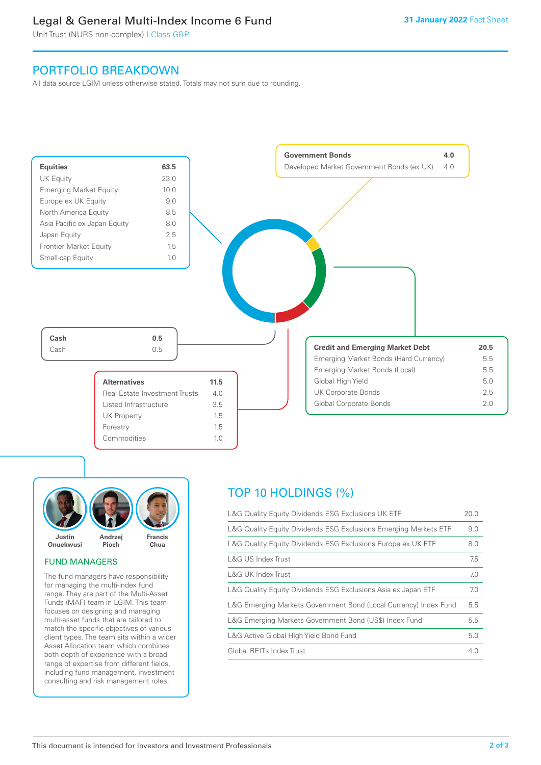# PORTFOLIO BREAKDOWN

All data source LGIM unless otherwise stated. Totals may not sum due to rounding.

| Equities | 63.5 |
|---|---|
| UK Equity | 23.0 |
| Emerging Market Equity | 10.0 |
| Europe ex UK Equity | 9.0 |
| North America Equity | 8.5 |
| Asia Pacific ex Japan Equity | 8.0 |
| Japan Equity | 2.5 |
| Frontier Market Equity | 1.5 |
| Small-cap Equity | 1.0 |

| Government Bonds | 4.0 |
|---|---|
| Developed Market Government Bonds (ex UK) | 4.0 |

| Cash | 0.5 |
|---|---|
| Cash | 0.5 |

| Credit and Emerging Market Debt | 20.5 |
|---|---|
| Emerging Market Bonds (Hard Currency) | 5.5 |
| Emerging Market Bonds (Local) | 5.5 |
| Global High Yield | 5.0 |
| UK Corporate Bonds | 2.5 |
| Global Corporate Bonds | 2.0 |

| Alternatives | 11.5 |
|---|---|
| Real Estate Investment Trusts | 4.0 |
| Listed Infrastructure | 3.5 |
| UK Property | 1.5 |
| Forestry | 1.5 |
| Commodities | 1.0 |

Justin Onuekwusi, Andrzej Pioch, Francis Chua

## FUND MANAGERS

The fund managers have responsibility for managing the multi-index fund range. They are part of the Multi-Asset Funds (MAF) team in LGIM. This team focuses on designing and managing multi-asset funds that are tailored to match the specific objectives of various client types. The team sits within a wider Asset Allocation team which combines both depth of experience with a broad range of expertise from different fields, including fund management, investment consulting and risk management roles.

## TOP 10 HOLDINGS (%)

| Holding | % |
|---|---|
| L&G Quality Equity Dividends ESG Exclusions UK ETF | 20.0 |
| L&G Quality Equity Dividends ESG Exclusions Emerging Markets ETF | 9.0 |
| L&G Quality Equity Dividends ESG Exclusions Europe ex UK ETF | 8.0 |
| L&G US Index Trust | 7.5 |
| L&G UK Index Trust | 7.0 |
| L&G Quality Equity Dividends ESG Exclusions Asia ex Japan ETF | 7.0 |
| L&G Emerging Markets Government Bond (Local Currency) Index Fund | 5.5 |
| L&G Emerging Markets Government Bond (US$) Index Fund | 5.5 |
| L&G Active Global High Yield Bond Fund | 5.0 |
| Global REITs Index Trust | 4.0 |

This document is intended for Investors and Investment Professionals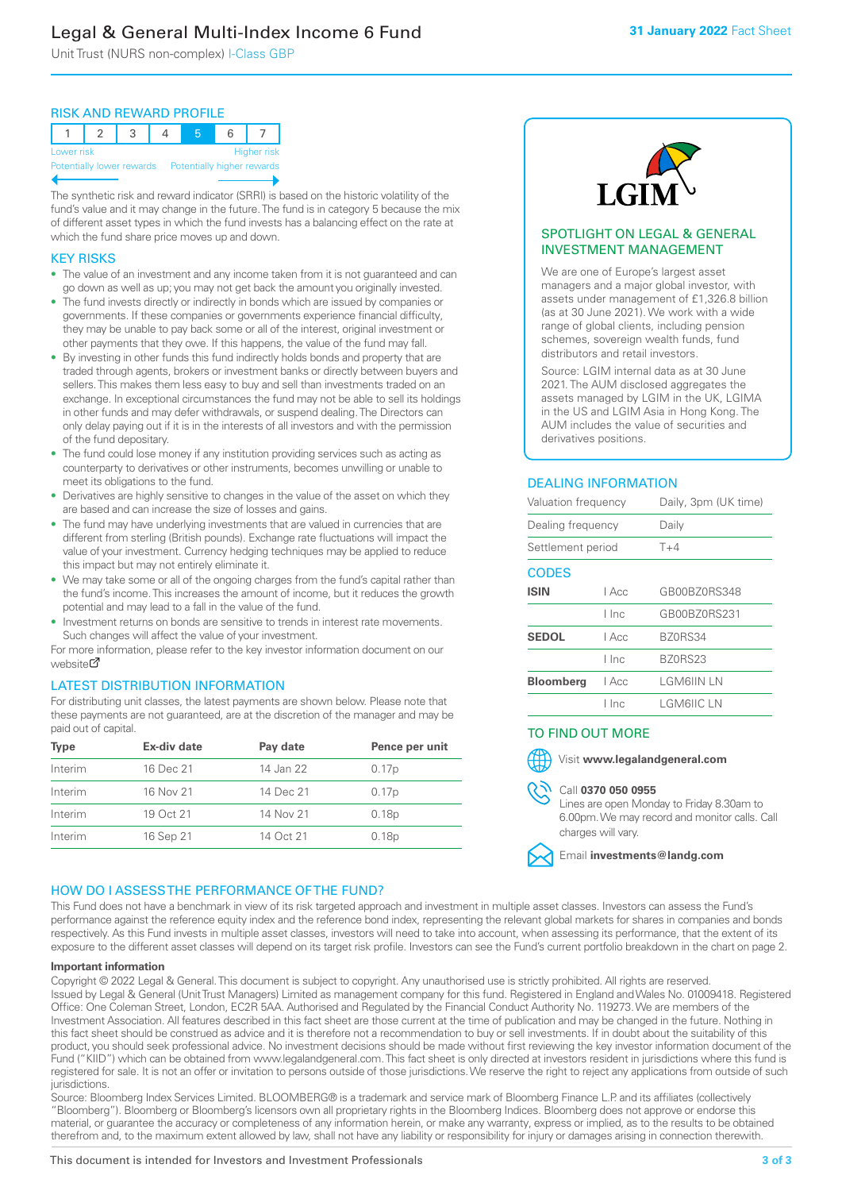# Legal & General Multi-Index Income 6 Fund

Unit Trust (NURS non-complex) I-Class GBP

**31 January 2022** Fact Sheet

## RISK AND REWARD PROFILE

| 1 | 2 | 3 | 4 | 5 | 6 | 7 |
|---|---|---|---|---|---|---|

Lower risk — Higher risk

Potentially lower rewards — Potentially higher rewards

The synthetic risk and reward indicator (SRRI) is based on the historic volatility of the fund's value and it may change in the future. The fund is in category 5 because the mix of different asset types in which the fund invests has a balancing effect on the rate at which the fund share price moves up and down.

## KEY RISKS

- The value of an investment and any income taken from it is not guaranteed and can go down as well as up; you may not get back the amount you originally invested.
- The fund invests directly or indirectly in bonds which are issued by companies or governments. If these companies or governments experience financial difficulty, they may be unable to pay back some or all of the interest, original investment or other payments that they owe. If this happens, the value of the fund may fall.
- By investing in other funds this fund indirectly holds bonds and property that are traded through agents, brokers or investment banks or directly between buyers and sellers. This makes them less easy to buy and sell than investments traded on an exchange. In exceptional circumstances the fund may not be able to sell its holdings in other funds and may defer withdrawals, or suspend dealing. The Directors can only delay paying out if it is in the interests of all investors and with the permission of the fund depositary.
- The fund could lose money if any institution providing services such as acting as counterparty to derivatives or other instruments, becomes unwilling or unable to meet its obligations to the fund.
- Derivatives are highly sensitive to changes in the value of the asset on which they are based and can increase the size of losses and gains.
- The fund may have underlying investments that are valued in currencies that are different from sterling (British pounds). Exchange rate fluctuations will impact the value of your investment. Currency hedging techniques may be applied to reduce this impact but may not entirely eliminate it.
- We may take some or all of the ongoing charges from the fund's capital rather than the fund's income. This increases the amount of income, but it reduces the growth potential and may lead to a fall in the value of the fund.
- Investment returns on bonds are sensitive to trends in interest rate movements. Such changes will affect the value of your investment.

For more information, please refer to the key investor information document on our website

## LATEST DISTRIBUTION INFORMATION

For distributing unit classes, the latest payments are shown below. Please note that these payments are not guaranteed, are at the discretion of the manager and may be paid out of capital.

| Type | Ex-div date | Pay date | Pence per unit |
|---|---|---|---|
| Interim | 16 Dec 21 | 14 Jan 22 | 0.17p |
| Interim | 16 Nov 21 | 14 Dec 21 | 0.17p |
| Interim | 19 Oct 21 | 14 Nov 21 | 0.18p |
| Interim | 16 Sep 21 | 14 Oct 21 | 0.18p |

## SPOTLIGHT ON LEGAL & GENERAL INVESTMENT MANAGEMENT

We are one of Europe's largest asset managers and a major global investor, with assets under management of £1,326.8 billion (as at 30 June 2021). We work with a wide range of global clients, including pension schemes, sovereign wealth funds, fund distributors and retail investors.

Source: LGIM internal data as at 30 June 2021. The AUM disclosed aggregates the assets managed by LGIM in the UK, LGIMA in the US and LGIM Asia in Hong Kong. The AUM includes the value of securities and derivatives positions.

## DEALING INFORMATION

| | |
|---|---|
| Valuation frequency | Daily, 3pm (UK time) |
| Dealing frequency | Daily |
| Settlement period | T+4 |

## CODES

| | | |
|---|---|---|
| **ISIN** | I Acc | GB00BZ0RS348 |
| | I Inc | GB00BZ0RS231 |
| **SEDOL** | I Acc | BZ0RS34 |
| | I Inc | BZ0RS23 |
| **Bloomberg** | I Acc | LGM6IIN LN |
| | I Inc | LGM6IIC LN |

## TO FIND OUT MORE

Visit **www.legalandgeneral.com**

Call **0370 050 0955**
Lines are open Monday to Friday 8.30am to 6.00pm. We may record and monitor calls. Call charges will vary.

Email **investments@landg.com**

## HOW DO I ASSESS THE PERFORMANCE OF THE FUND?

This Fund does not have a benchmark in view of its risk targeted approach and investment in multiple asset classes. Investors can assess the Fund's performance against the reference equity index and the reference bond index, representing the relevant global markets for shares in companies and bonds respectively. As this Fund invests in multiple asset classes, investors will need to take into account, when assessing its performance, that the extent of its exposure to the different asset classes will depend on its target risk profile. Investors can see the Fund's current portfolio breakdown in the chart on page 2.

**Important information**

Copyright © 2022 Legal & General. This document is subject to copyright. Any unauthorised use is strictly prohibited. All rights are reserved. Issued by Legal & General (Unit Trust Managers) Limited as management company for this fund. Registered in England and Wales No. 01009418. Registered Office: One Coleman Street, London, EC2R 5AA. Authorised and Regulated by the Financial Conduct Authority No. 119273. We are members of the Investment Association. All features described in this fact sheet are those current at the time of publication and may be changed in the future. Nothing in this fact sheet should be construed as advice and it is therefore not a recommendation to buy or sell investments. If in doubt about the suitability of this product, you should seek professional advice. No investment decisions should be made without first reviewing the key investor information document of the Fund ("KIID") which can be obtained from www.legalandgeneral.com. This fact sheet is only directed at investors resident in jurisdictions where this fund is registered for sale. It is not an offer or invitation to persons outside of those jurisdictions. We reserve the right to reject any applications from outside of such jurisdictions.

Source: Bloomberg Index Services Limited. BLOOMBERG® is a trademark and service mark of Bloomberg Finance L.P. and its affiliates (collectively "Bloomberg"). Bloomberg or Bloomberg's licensors own all proprietary rights in the Bloomberg Indices. Bloomberg does not approve or endorse this material, or guarantee the accuracy or completeness of any information herein, or make any warranty, express or implied, as to the results to be obtained therefrom and, to the maximum extent allowed by law, shall not have any liability or responsibility for injury or damages arising in connection therewith.

This document is intended for Investors and Investment Professionals